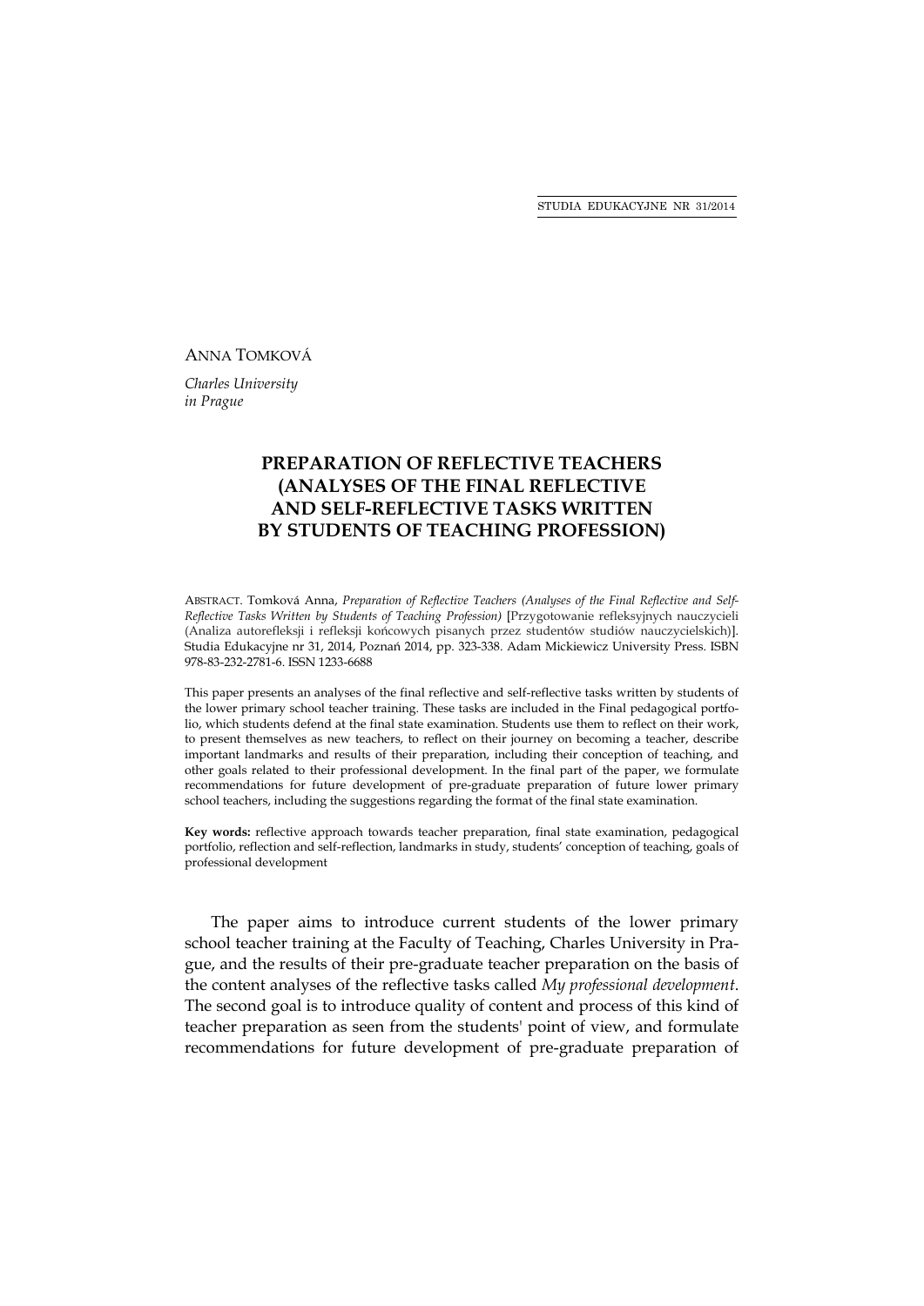ANNA TOMKOVÁ

*Charles University in Prague*

# PREPARATION OF REFLECTIVE TEACHERS (ANALYSES OF THE FINAL REFLECTIVE AND SELF-REFLECTIVE TASKS WRITTEN BY STUDENTS OF TEACHING PROFESSION)

ABSTRACT. Tomková Anna, *Preparation of Reflective Teachers (Analyses of the Final Reflective and Self-Reflective Tasks Written by Students of Teaching Profession)* [Przygotowanie refleksyjnych nauczycieli (Analiza autorefleksji i refleksji końcowych pisanych przez studentów studiów nauczycielskich)]. Studia Edukacyjne nr 31, 2014, Poznań 2014, pp. 323-338. Adam Mickiewicz University Press. ISBN 978-83-232-2781-6. ISSN 1233-6688

This paper presents an analyses of the final reflective and self-reflective tasks written by students of the lower primary school teacher training. These tasks are included in the Final pedagogical portfolio, which students defend at the final state examination. Students use them to reflect on their work, to present themselves as new teachers, to reflect on their journey on becoming a teacher, describe important landmarks and results of their preparation, including their conception of teaching, and other goals related to their professional development. In the final part of the paper, we formulate recommendations for future development of pre-graduate preparation of future lower primary school teachers, including the suggestions regarding the format of the final state examination.

**Key words:** reflective approach towards teacher preparation, final state examination, pedagogical portfolio, reflection and self-reflection, landmarks in study, students' conception of teaching, goals of professional development

The paper aims to introduce current students of the lower primary school teacher training at the Faculty of Teaching, Charles University in Prague, and the results of their pre-graduate teacher preparation on the basis of the content analyses of the reflective tasks called *My professional development*. The second goal is to introduce quality of content and process of this kind of teacher preparation as seen from the students' point of view, and formulate recommendations for future development of pre-graduate preparation of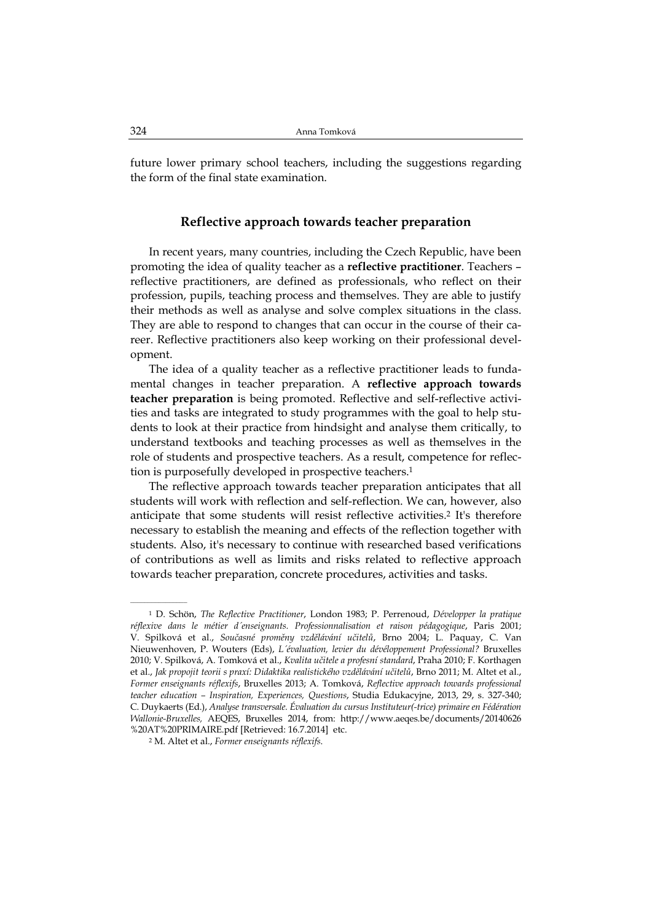future lower primary school teachers, including the suggestions regarding the form of the final state examination.

## Reflective approach towards teacher preparation

In recent years, many countries, including the Czech Republic, have been promoting the idea of quality teacher as a **reflective practitioner**. Teachers – reflective practitioners, are defined as professionals, who reflect on their profession, pupils, teaching process and themselves. They are able to justify their methods as well as analyse and solve complex situations in the class. They are able to respond to changes that can occur in the course of their career. Reflective practitioners also keep working on their professional development.

The idea of a quality teacher as a reflective practitioner leads to fundamental changes in teacher preparation. A **reflective approach towards teacher preparation** is being promoted. Reflective and self-reflective activities and tasks are integrated to study programmes with the goal to help students to look at their practice from hindsight and analyse them critically, to understand textbooks and teaching processes as well as themselves in the role of students and prospective teachers. As a result, competence for reflection is purposefully developed in prospective teachers.[1]

The reflective approach towards teacher preparation anticipates that all students will work with reflection and self-reflection. We can, however, also anticipate that some students will resist reflective activities.[2] It's therefore necessary to establish the meaning and effects of the reflection together with students. Also, it's necessary to continue with researched based verifications of contributions as well as limits and risks related to reflective approach towards teacher preparation, concrete procedures, activities and tasks.

---

[1] D. Schön, *The Reflective Practitioner*, London 1983; P. Perrenoud, *Développer la pratique réflexive dans le métier d´enseignants. Professionnalisation et raison pédagogique*, Paris 2001; V. Spilková et al., *Současné proměny vzdělávání učitelů*, Brno 2004; L. Paquay, C. Van Nieuwenhoven, P. Wouters (Eds), *L´évaluation, levier du dévéloppement Professional?* Bruxelles 2010; V. Spilková, A. Tomková et al., *Kvalita učitele a profesní standard*, Praha 2010; F. Korthagen et al., *Jak propojit teorii s praxí: Didaktika realistického vzdělávání učitelů*, Brno 2011; M. Altet et al., *Former enseignants réflexifs*, Bruxelles 2013; A. Tomková, *Reflective approach towards professional teacher education – Inspiration, Experiences, Questions*, Studia Edukacyjne, 2013, 29, s. 327-340; C. Duykaerts (Ed.), *Analyse transversale. Évaluation du cursus Instituteur(-trice) primaire en Fédération Wallonie-Bruxelles,* AEQES, Bruxelles 2014, from: http://www.aeqes.be/documents/20140626%20AT%20PRIMAIRE.pdf [Retrieved: 16.7.2014] etc.

[2] M. Altet et al., *Former enseignants réflexifs.*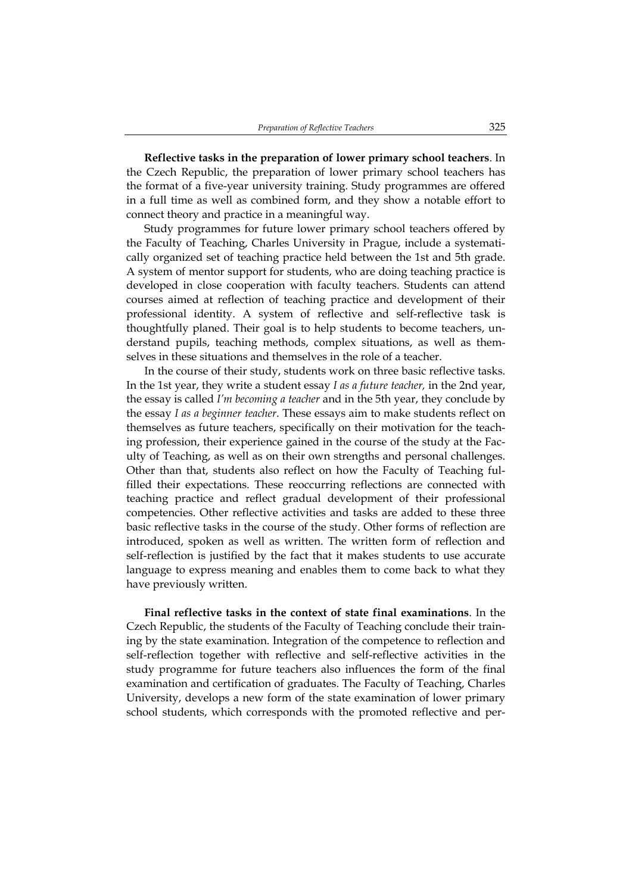**Reflective tasks in the preparation of lower primary school teachers**. In the Czech Republic, the preparation of lower primary school teachers has the format of a five-year university training. Study programmes are offered in a full time as well as combined form, and they show a notable effort to connect theory and practice in a meaningful way.

Study programmes for future lower primary school teachers offered by the Faculty of Teaching, Charles University in Prague, include a systematically organized set of teaching practice held between the 1st and 5th grade. A system of mentor support for students, who are doing teaching practice is developed in close cooperation with faculty teachers. Students can attend courses aimed at reflection of teaching practice and development of their professional identity. A system of reflective and self-reflective task is thoughtfully planed. Their goal is to help students to become teachers, understand pupils, teaching methods, complex situations, as well as themselves in these situations and themselves in the role of a teacher.

In the course of their study, students work on three basic reflective tasks. In the 1st year, they write a student essay *I as a future teacher,* in the 2nd year, the essay is called *I'm becoming a teacher* and in the 5th year, they conclude by the essay *I as a beginner teacher*. These essays aim to make students reflect on themselves as future teachers, specifically on their motivation for the teaching profession, their experience gained in the course of the study at the Faculty of Teaching, as well as on their own strengths and personal challenges. Other than that, students also reflect on how the Faculty of Teaching fulfilled their expectations. These reoccurring reflections are connected with teaching practice and reflect gradual development of their professional competencies. Other reflective activities and tasks are added to these three basic reflective tasks in the course of the study. Other forms of reflection are introduced, spoken as well as written. The written form of reflection and self-reflection is justified by the fact that it makes students to use accurate language to express meaning and enables them to come back to what they have previously written.

**Final reflective tasks in the context of state final examinations**. In the Czech Republic, the students of the Faculty of Teaching conclude their training by the state examination. Integration of the competence to reflection and self-reflection together with reflective and self-reflective activities in the study programme for future teachers also influences the form of the final examination and certification of graduates. The Faculty of Teaching, Charles University, develops a new form of the state examination of lower primary school students, which corresponds with the promoted reflective and per-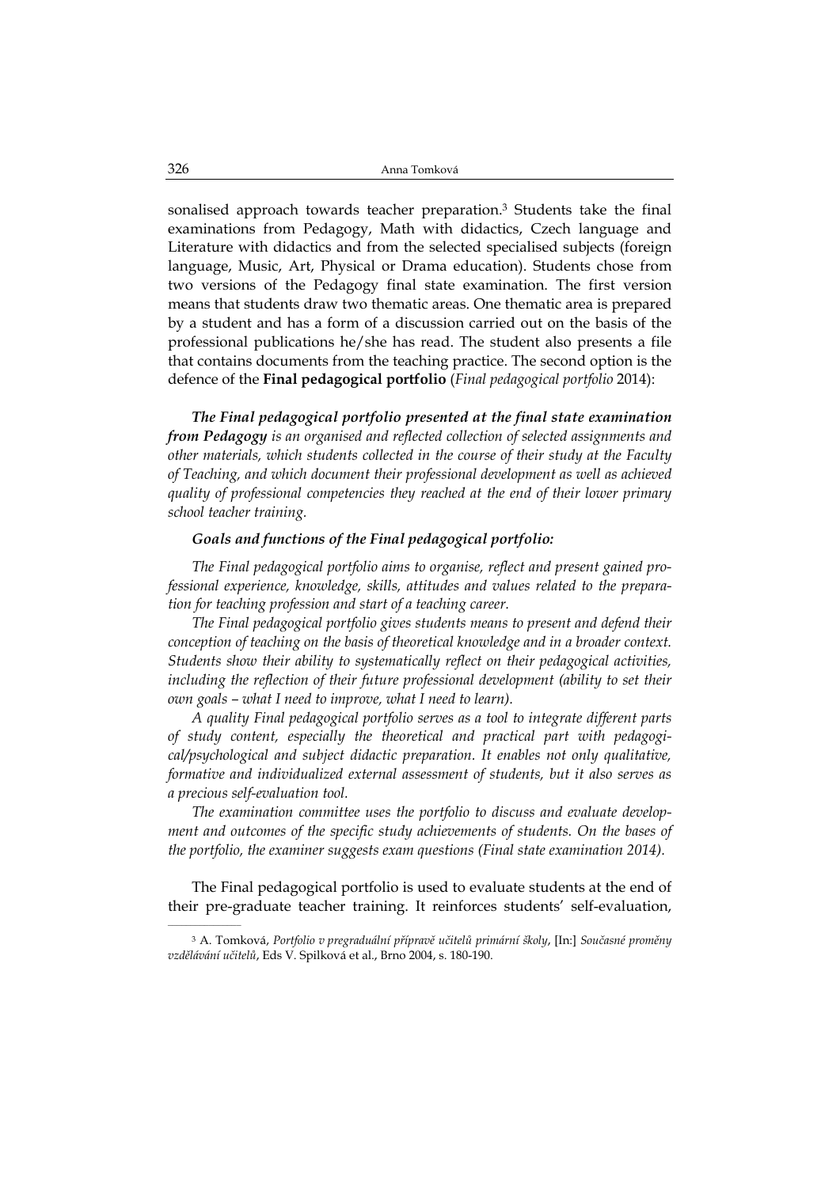sonalised approach towards teacher preparation.[3] Students take the final examinations from Pedagogy, Math with didactics, Czech language and Literature with didactics and from the selected specialised subjects (foreign language, Music, Art, Physical or Drama education). Students chose from two versions of the Pedagogy final state examination. The first version means that students draw two thematic areas. One thematic area is prepared by a student and has a form of a discussion carried out on the basis of the professional publications he/she has read. The student also presents a file that contains documents from the teaching practice. The second option is the defence of the **Final pedagogical portfolio** (*Final pedagogical portfolio* 2014):

***The Final pedagogical portfolio presented at the final state examination from Pedagogy*** *is an organised and reflected collection of selected assignments and other materials, which students collected in the course of their study at the Faculty of Teaching, and which document their professional development as well as achieved quality of professional competencies they reached at the end of their lower primary school teacher training.*

***Goals and functions of the Final pedagogical portfolio:***

*The Final pedagogical portfolio aims to organise, reflect and present gained professional experience, knowledge, skills, attitudes and values related to the preparation for teaching profession and start of a teaching career.*

*The Final pedagogical portfolio gives students means to present and defend their conception of teaching on the basis of theoretical knowledge and in a broader context. Students show their ability to systematically reflect on their pedagogical activities, including the reflection of their future professional development (ability to set their own goals – what I need to improve, what I need to learn).*

*A quality Final pedagogical portfolio serves as a tool to integrate different parts of study content, especially the theoretical and practical part with pedagogical/psychological and subject didactic preparation. It enables not only qualitative, formative and individualized external assessment of students, but it also serves as a precious self-evaluation tool.*

*The examination committee uses the portfolio to discuss and evaluate development and outcomes of the specific study achievements of students. On the bases of the portfolio, the examiner suggests exam questions (Final state examination 2014).*

The Final pedagogical portfolio is used to evaluate students at the end of their pre-graduate teacher training. It reinforces students' self-evaluation,

---

[3] A. Tomková, *Portfolio v pregraduální přípravě učitelů primární školy*, [In:] *Současné proměny vzdělávání učitelů*, Eds V. Spilková et al., Brno 2004, s. 180-190.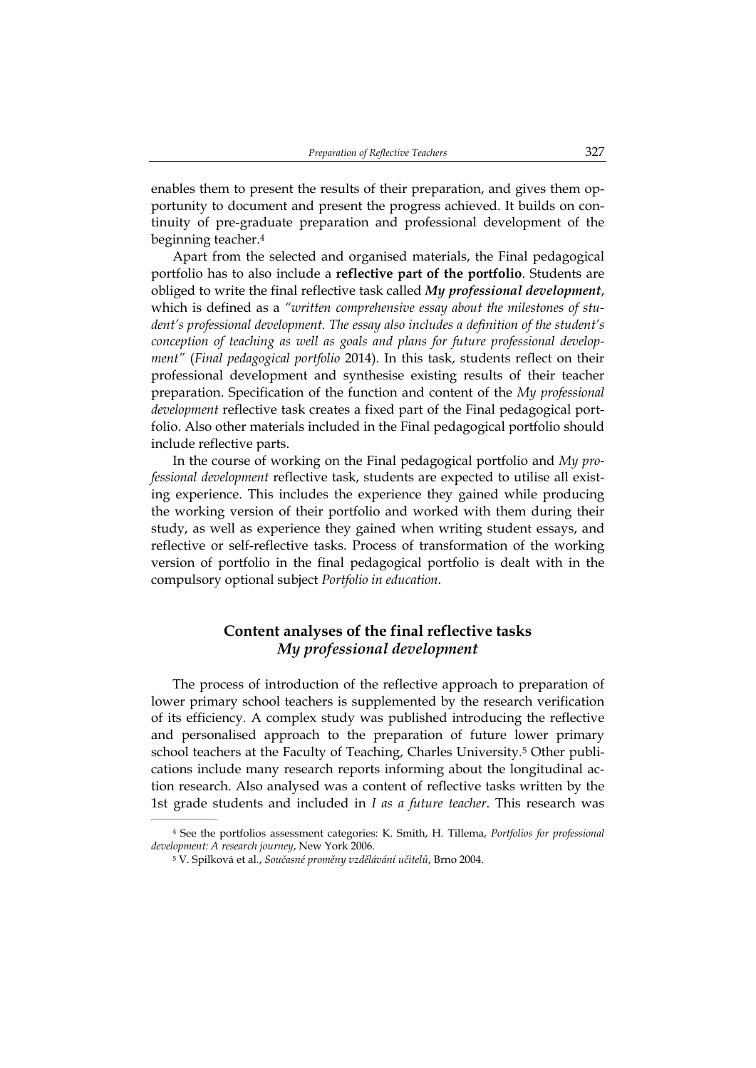enables them to present the results of their preparation, and gives them opportunity to document and present the progress achieved. It builds on continuity of pre-graduate preparation and professional development of the beginning teacher.[4]

Apart from the selected and organised materials, the Final pedagogical portfolio has to also include a **reflective part of the portfolio**. Students are obliged to write the final reflective task called ***My professional development***, which is defined as a *"written comprehensive essay about the milestones of student's professional development. The essay also includes a definition of the student's conception of teaching as well as goals and plans for future professional development"* (*Final pedagogical portfolio* 2014). In this task, students reflect on their professional development and synthesise existing results of their teacher preparation. Specification of the function and content of the *My professional development* reflective task creates a fixed part of the Final pedagogical portfolio. Also other materials included in the Final pedagogical portfolio should include reflective parts.

In the course of working on the Final pedagogical portfolio and *My professional development* reflective task, students are expected to utilise all existing experience. This includes the experience they gained while producing the working version of their portfolio and worked with them during their study, as well as experience they gained when writing student essays, and reflective or self-reflective tasks. Process of transformation of the working version of portfolio in the final pedagogical portfolio is dealt with in the compulsory optional subject *Portfolio in education*.

## Content analyses of the final reflective tasks *My professional development*

The process of introduction of the reflective approach to preparation of lower primary school teachers is supplemented by the research verification of its efficiency. A complex study was published introducing the reflective and personalised approach to the preparation of future lower primary school teachers at the Faculty of Teaching, Charles University.[5] Other publications include many research reports informing about the longitudinal action research. Also analysed was a content of reflective tasks written by the 1st grade students and included in *I as a future teacher*. This research was

---

[4] See the portfolios assessment categories: K. Smith, H. Tillema, *Portfolios for professional development: A research journey*, New York 2006.

[5] V. Spilková et al., *Současné proměny vzdělávání učitelů*, Brno 2004.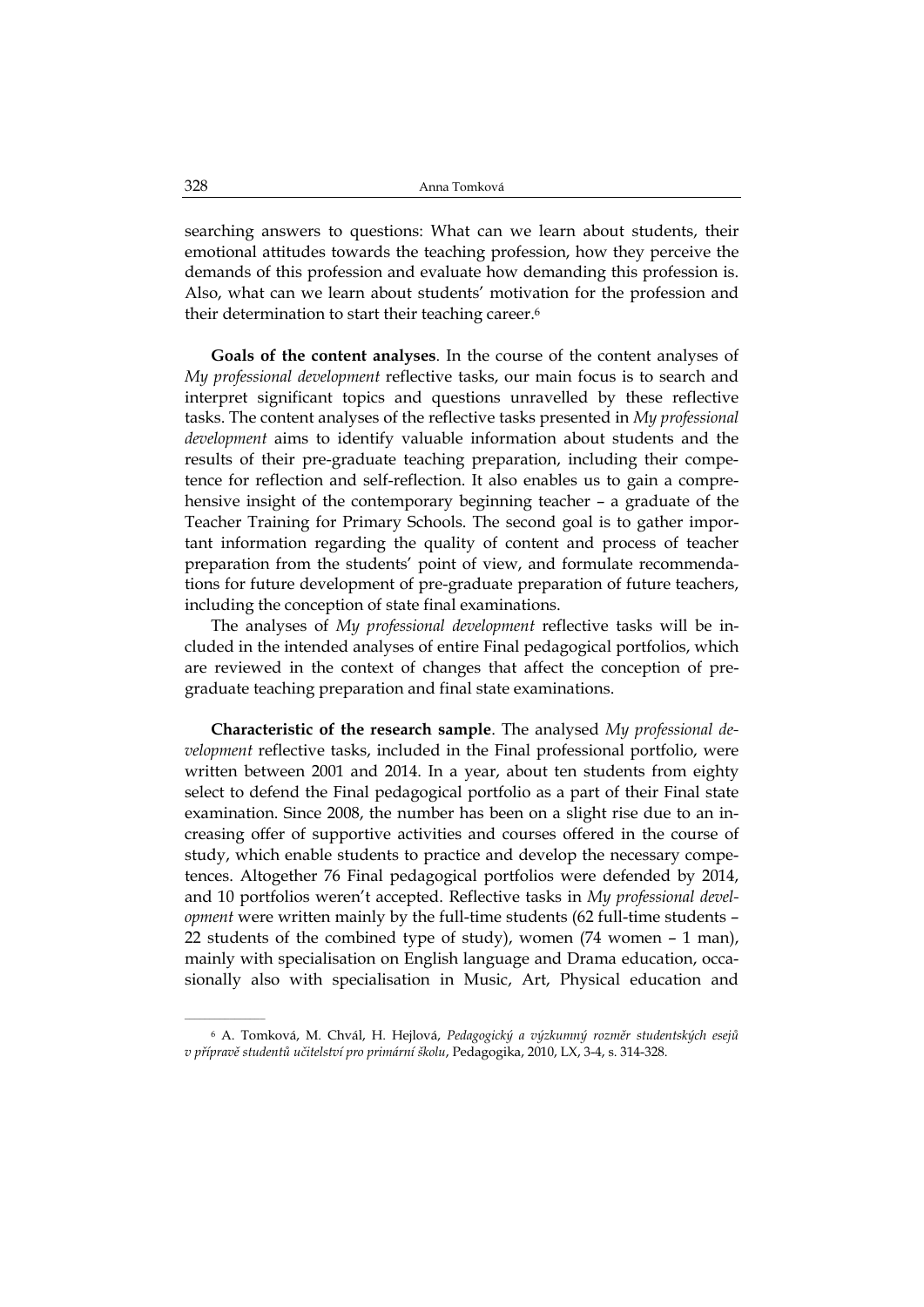searching answers to questions: What can we learn about students, their emotional attitudes towards the teaching profession, how they perceive the demands of this profession and evaluate how demanding this profession is. Also, what can we learn about students' motivation for the profession and their determination to start their teaching career.[6]

**Goals of the content analyses**. In the course of the content analyses of *My professional development* reflective tasks, our main focus is to search and interpret significant topics and questions unravelled by these reflective tasks. The content analyses of the reflective tasks presented in *My professional development* aims to identify valuable information about students and the results of their pre-graduate teaching preparation, including their competence for reflection and self-reflection. It also enables us to gain a comprehensive insight of the contemporary beginning teacher – a graduate of the Teacher Training for Primary Schools. The second goal is to gather important information regarding the quality of content and process of teacher preparation from the students' point of view, and formulate recommendations for future development of pre-graduate preparation of future teachers, including the conception of state final examinations.

The analyses of *My professional development* reflective tasks will be included in the intended analyses of entire Final pedagogical portfolios, which are reviewed in the context of changes that affect the conception of pre-graduate teaching preparation and final state examinations.

**Characteristic of the research sample**. The analysed *My professional development* reflective tasks, included in the Final professional portfolio, were written between 2001 and 2014. In a year, about ten students from eighty select to defend the Final pedagogical portfolio as a part of their Final state examination. Since 2008, the number has been on a slight rise due to an increasing offer of supportive activities and courses offered in the course of study, which enable students to practice and develop the necessary competences. Altogether 76 Final pedagogical portfolios were defended by 2014, and 10 portfolios weren't accepted. Reflective tasks in *My professional development* were written mainly by the full-time students (62 full-time students – 22 students of the combined type of study), women (74 women – 1 man), mainly with specialisation on English language and Drama education, occasionally also with specialisation in Music, Art, Physical education and

---

[6] A. Tomková, M. Chvál, H. Hejlová, *Pedagogický a výzkumný rozměr studentských esejů v přípravě studentů učitelství pro primární školu*, Pedagogika, 2010, LX, 3-4, s. 314-328.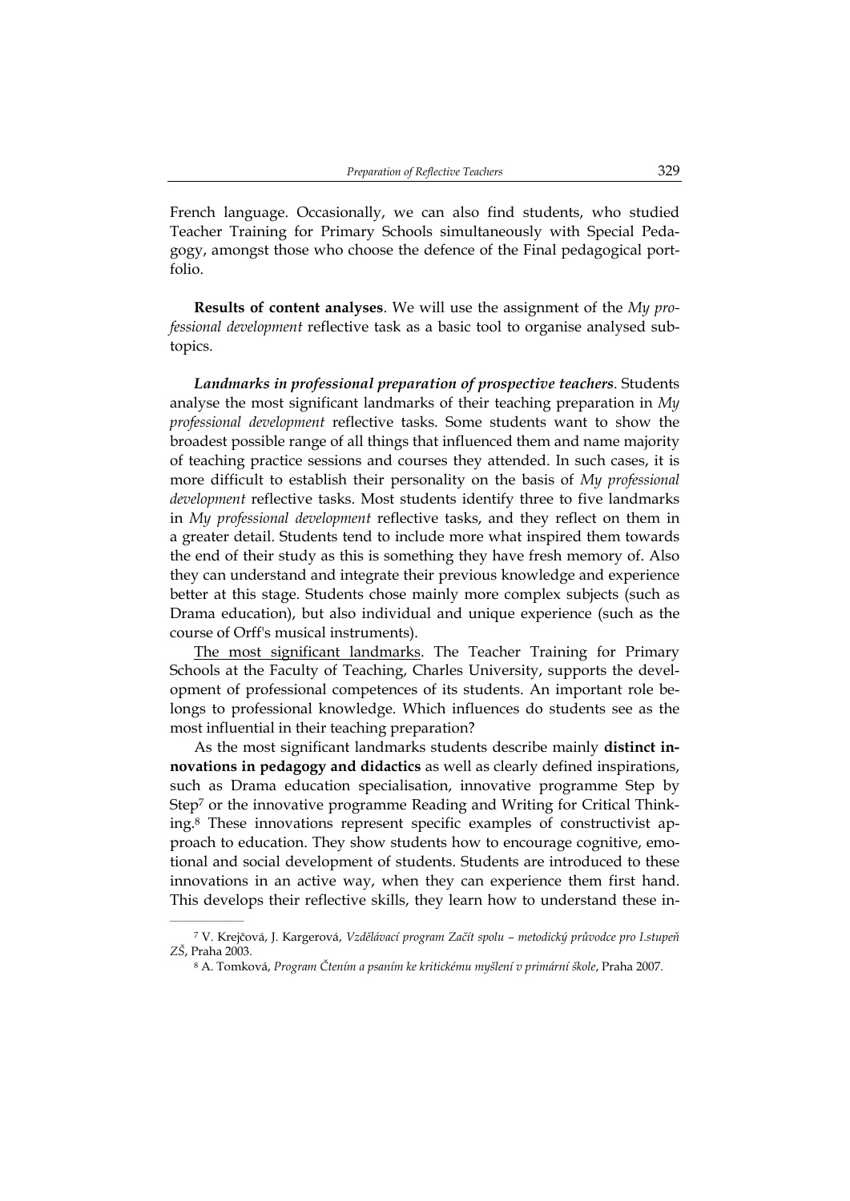French language. Occasionally, we can also find students, who studied Teacher Training for Primary Schools simultaneously with Special Pedagogy, amongst those who choose the defence of the Final pedagogical portfolio.

**Results of content analyses**. We will use the assignment of the *My professional development* reflective task as a basic tool to organise analysed subtopics.

***Landmarks in professional preparation of prospective teachers*.** Students analyse the most significant landmarks of their teaching preparation in *My professional development* reflective tasks. Some students want to show the broadest possible range of all things that influenced them and name majority of teaching practice sessions and courses they attended. In such cases, it is more difficult to establish their personality on the basis of *My professional development* reflective tasks. Most students identify three to five landmarks in *My professional development* reflective tasks, and they reflect on them in a greater detail. Students tend to include more what inspired them towards the end of their study as this is something they have fresh memory of. Also they can understand and integrate their previous knowledge and experience better at this stage. Students chose mainly more complex subjects (such as Drama education), but also individual and unique experience (such as the course of Orff's musical instruments).

<u>The most significant landmarks</u>. The Teacher Training for Primary Schools at the Faculty of Teaching, Charles University, supports the development of professional competences of its students. An important role belongs to professional knowledge. Which influences do students see as the most influential in their teaching preparation?

As the most significant landmarks students describe mainly **distinct innovations in pedagogy and didactics** as well as clearly defined inspirations, such as Drama education specialisation, innovative programme Step by Step[7] or the innovative programme Reading and Writing for Critical Thinking.[8] These innovations represent specific examples of constructivist approach to education. They show students how to encourage cognitive, emotional and social development of students. Students are introduced to these innovations in an active way, when they can experience them first hand. This develops their reflective skills, they learn how to understand these in-

---

[7] V. Krejčová, J. Kargerová, *Vzdělávací program Začít spolu – metodický průvodce pro I.stupeň ZŠ*, Praha 2003.

[8] A. Tomková, *Program Čtením a psaním ke kritickému myšlení v primární škole*, Praha 2007.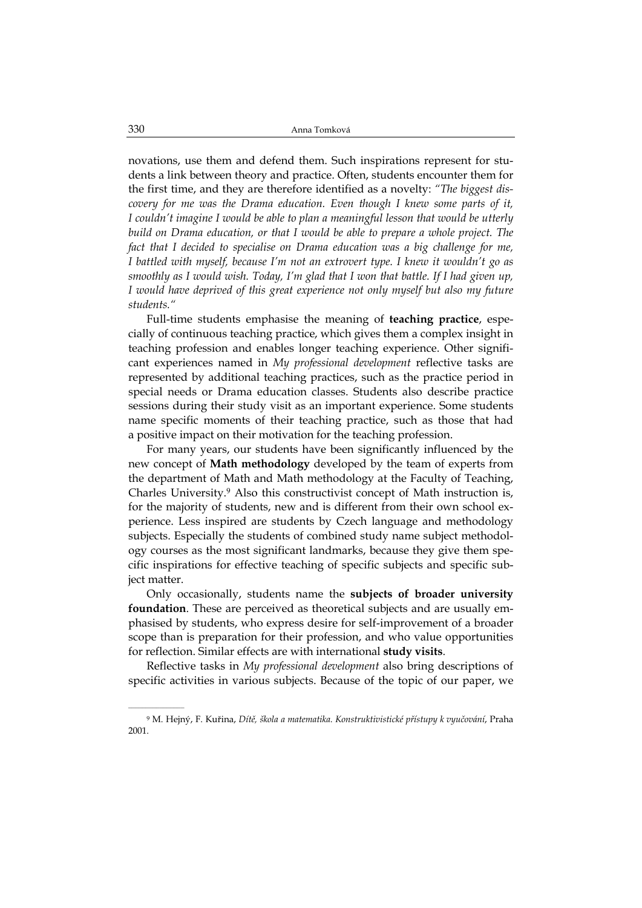novations, use them and defend them. Such inspirations represent for students a link between theory and practice. Often, students encounter them for the first time, and they are therefore identified as a novelty: *"The biggest discovery for me was the Drama education. Even though I knew some parts of it, I couldn't imagine I would be able to plan a meaningful lesson that would be utterly build on Drama education, or that I would be able to prepare a whole project. The fact that I decided to specialise on Drama education was a big challenge for me, I battled with myself, because I'm not an extrovert type. I knew it wouldn't go as smoothly as I would wish. Today, I'm glad that I won that battle. If I had given up, I would have deprived of this great experience not only myself but also my future students."*

Full-time students emphasise the meaning of **teaching practice**, especially of continuous teaching practice, which gives them a complex insight in teaching profession and enables longer teaching experience. Other significant experiences named in *My professional development* reflective tasks are represented by additional teaching practices, such as the practice period in special needs or Drama education classes. Students also describe practice sessions during their study visit as an important experience. Some students name specific moments of their teaching practice, such as those that had a positive impact on their motivation for the teaching profession.

For many years, our students have been significantly influenced by the new concept of **Math methodology** developed by the team of experts from the department of Math and Math methodology at the Faculty of Teaching, Charles University.[9] Also this constructivist concept of Math instruction is, for the majority of students, new and is different from their own school experience. Less inspired are students by Czech language and methodology subjects. Especially the students of combined study name subject methodology courses as the most significant landmarks, because they give them specific inspirations for effective teaching of specific subjects and specific subject matter.

Only occasionally, students name the **subjects of broader university foundation**. These are perceived as theoretical subjects and are usually emphasised by students, who express desire for self-improvement of a broader scope than is preparation for their profession, and who value opportunities for reflection. Similar effects are with international **study visits**.

Reflective tasks in *My professional development* also bring descriptions of specific activities in various subjects. Because of the topic of our paper, we

---

[9] M. Hejný, F. Kuřina, *Dítě, škola a matematika. Konstruktivistické přístupy k vyučování*, Praha 2001.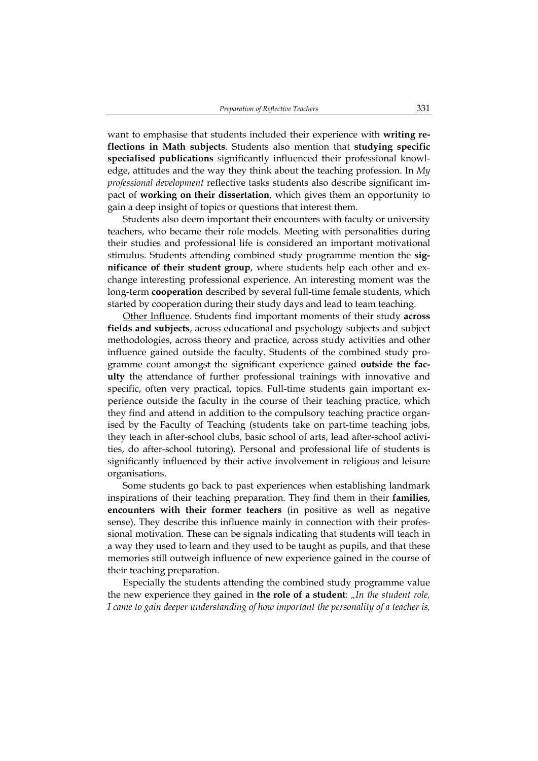want to emphasise that students included their experience with **writing reflections in Math subjects**. Students also mention that **studying specific specialised publications** significantly influenced their professional knowledge, attitudes and the way they think about the teaching profession. In *My professional development* reflective tasks students also describe significant impact of **working on their dissertation**, which gives them an opportunity to gain a deep insight of topics or questions that interest them.

Students also deem important their encounters with faculty or university teachers, who became their role models. Meeting with personalities during their studies and professional life is considered an important motivational stimulus. Students attending combined study programme mention the **significance of their student group**, where students help each other and exchange interesting professional experience. An interesting moment was the long-term **cooperation** described by several full-time female students, which started by cooperation during their study days and lead to team teaching.

<u>Other Influence</u>. Students find important moments of their study **across fields and subjects**, across educational and psychology subjects and subject methodologies, across theory and practice, across study activities and other influence gained outside the faculty. Students of the combined study programme count amongst the significant experience gained **outside the faculty** the attendance of further professional trainings with innovative and specific, often very practical, topics. Full-time students gain important experience outside the faculty in the course of their teaching practice, which they find and attend in addition to the compulsory teaching practice organised by the Faculty of Teaching (students take on part-time teaching jobs, they teach in after-school clubs, basic school of arts, lead after-school activities, do after-school tutoring). Personal and professional life of students is significantly influenced by their active involvement in religious and leisure organisations.

Some students go back to past experiences when establishing landmark inspirations of their teaching preparation. They find them in their **families, encounters with their former teachers** (in positive as well as negative sense). They describe this influence mainly in connection with their professional motivation. These can be signals indicating that students will teach in a way they used to learn and they used to be taught as pupils, and that these memories still outweigh influence of new experience gained in the course of their teaching preparation.

Especially the students attending the combined study programme value the new experience they gained in **the role of a student**: *„In the student role, I came to gain deeper understanding of how important the personality of a teacher is,*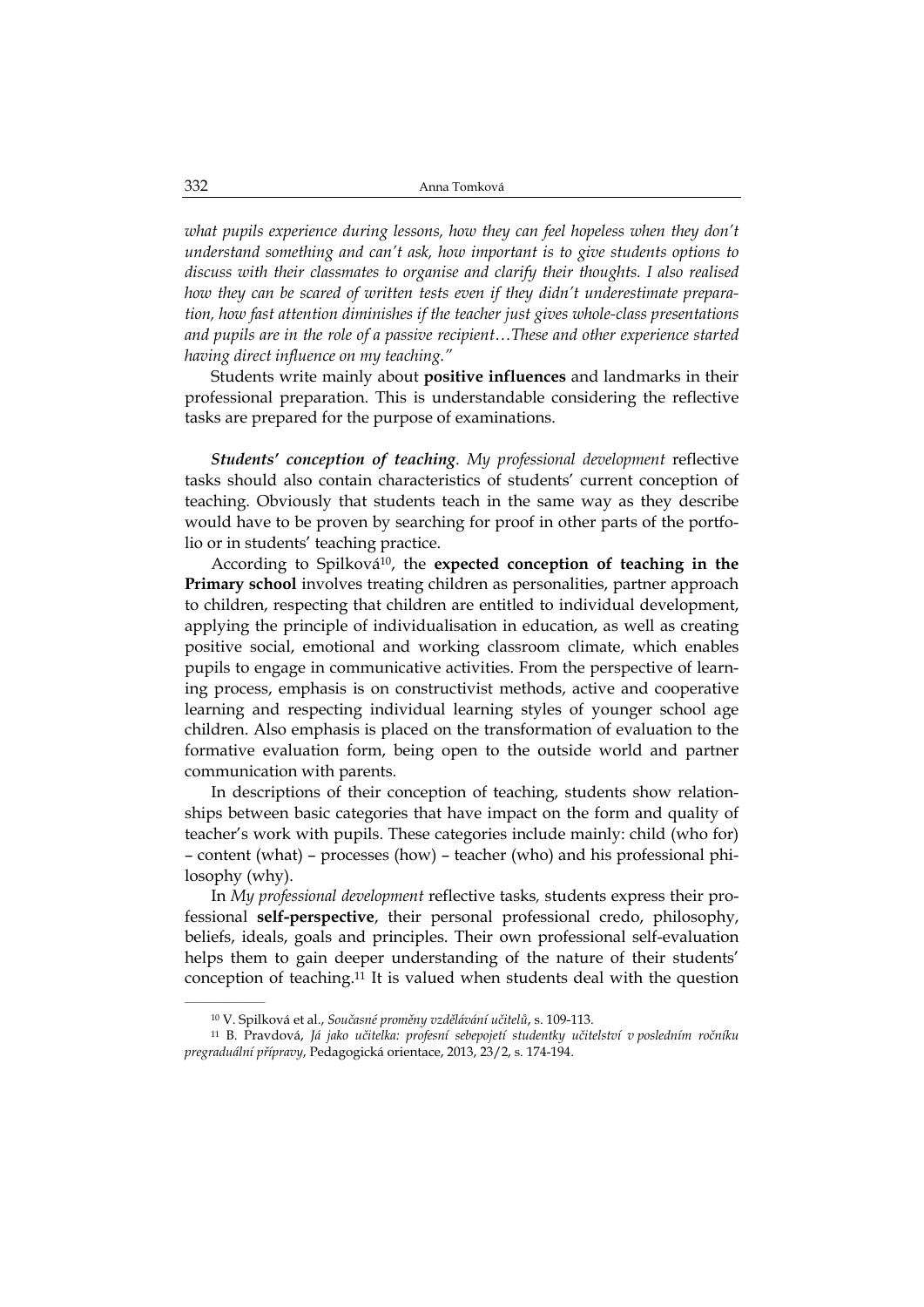*what pupils experience during lessons, how they can feel hopeless when they don't understand something and can't ask, how important is to give students options to discuss with their classmates to organise and clarify their thoughts. I also realised how they can be scared of written tests even if they didn't underestimate preparation, how fast attention diminishes if the teacher just gives whole-class presentations and pupils are in the role of a passive recipient…These and other experience started having direct influence on my teaching."*

Students write mainly about **positive influences** and landmarks in their professional preparation. This is understandable considering the reflective tasks are prepared for the purpose of examinations.

***Students' conception of teaching***. *My professional development* reflective tasks should also contain characteristics of students' current conception of teaching. Obviously that students teach in the same way as they describe would have to be proven by searching for proof in other parts of the portfolio or in students' teaching practice.

According to Spilková[10], the **expected conception of teaching in the Primary school** involves treating children as personalities, partner approach to children, respecting that children are entitled to individual development, applying the principle of individualisation in education, as well as creating positive social, emotional and working classroom climate, which enables pupils to engage in communicative activities. From the perspective of learning process, emphasis is on constructivist methods, active and cooperative learning and respecting individual learning styles of younger school age children. Also emphasis is placed on the transformation of evaluation to the formative evaluation form, being open to the outside world and partner communication with parents.

In descriptions of their conception of teaching, students show relationships between basic categories that have impact on the form and quality of teacher's work with pupils. These categories include mainly: child (who for) – content (what) – processes (how) – teacher (who) and his professional philosophy (why).

In *My professional development* reflective tasks, students express their professional **self-perspective**, their personal professional credo, philosophy, beliefs, ideals, goals and principles. Their own professional self-evaluation helps them to gain deeper understanding of the nature of their students' conception of teaching.[11] It is valued when students deal with the question

---

[10] V. Spilková et al., *Současné proměny vzdělávání učitelů*, s. 109-113.

[11] B. Pravdová, *Já jako učitelka: profesní sebepojetí studentky učitelství v posledním ročníku pregraduální přípravy*, Pedagogická orientace, 2013, 23/2, s. 174-194.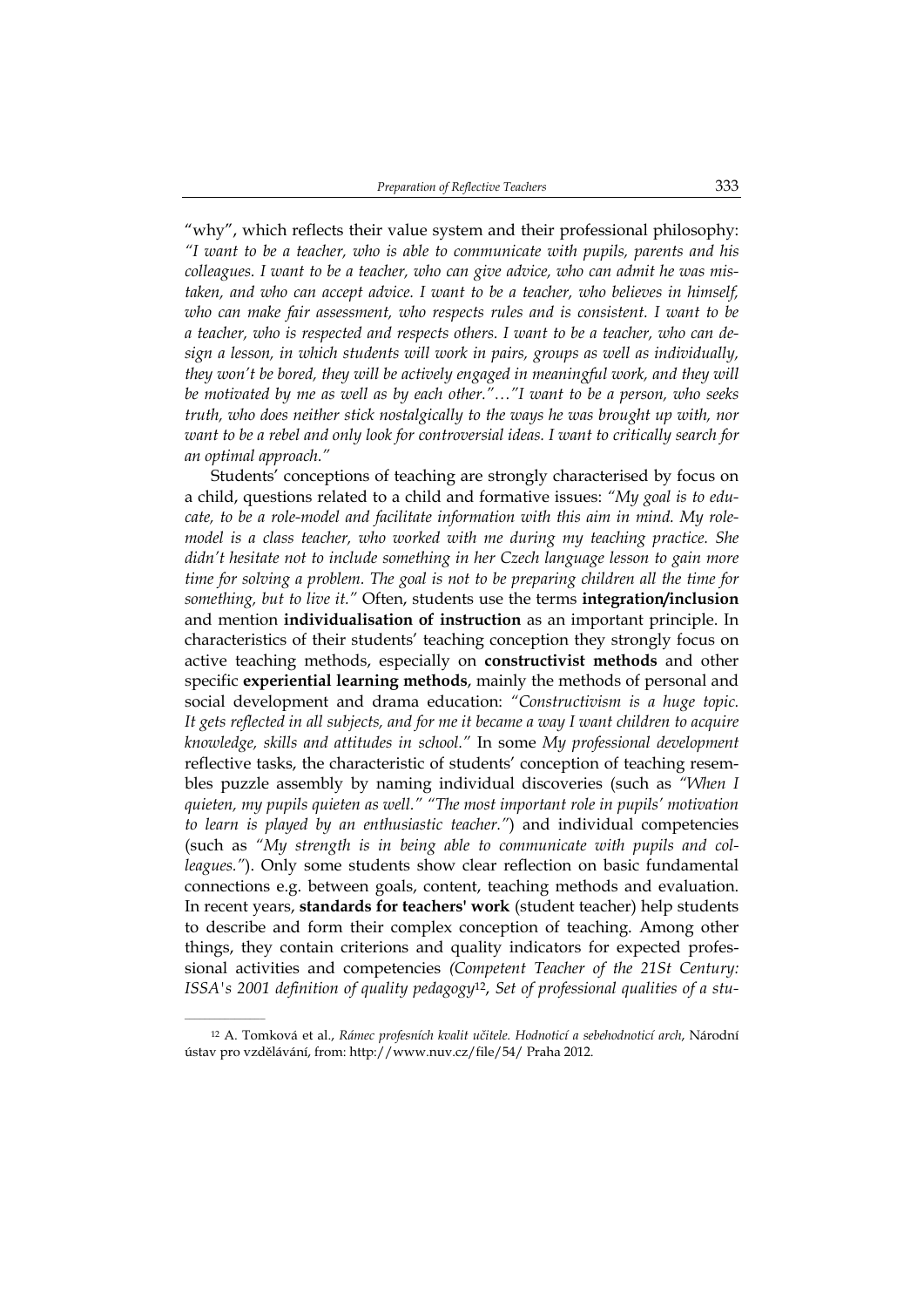"why", which reflects their value system and their professional philosophy: *"I want to be a teacher, who is able to communicate with pupils, parents and his colleagues. I want to be a teacher, who can give advice, who can admit he was mistaken, and who can accept advice. I want to be a teacher, who believes in himself, who can make fair assessment, who respects rules and is consistent. I want to be a teacher, who is respected and respects others. I want to be a teacher, who can design a lesson, in which students will work in pairs, groups as well as individually, they won't be bored, they will be actively engaged in meaningful work, and they will be motivated by me as well as by each other."…"I want to be a person, who seeks truth, who does neither stick nostalgically to the ways he was brought up with, nor want to be a rebel and only look for controversial ideas. I want to critically search for an optimal approach."*

Students' conceptions of teaching are strongly characterised by focus on a child, questions related to a child and formative issues: *"My goal is to educate, to be a role-model and facilitate information with this aim in mind. My role-model is a class teacher, who worked with me during my teaching practice. She didn't hesitate not to include something in her Czech language lesson to gain more time for solving a problem. The goal is not to be preparing children all the time for something, but to live it."* Often, students use the terms **integration/inclusion** and mention **individualisation of instruction** as an important principle. In characteristics of their students' teaching conception they strongly focus on active teaching methods, especially on **constructivist methods** and other specific **experiential learning methods**, mainly the methods of personal and social development and drama education: *"Constructivism is a huge topic. It gets reflected in all subjects, and for me it became a way I want children to acquire knowledge, skills and attitudes in school."* In some *My professional development* reflective tasks, the characteristic of students' conception of teaching resembles puzzle assembly by naming individual discoveries (such as *"When I quieten, my pupils quieten as well." "The most important role in pupils' motivation to learn is played by an enthusiastic teacher."*) and individual competencies (such as *"My strength is in being able to communicate with pupils and colleagues."*). Only some students show clear reflection on basic fundamental connections e.g. between goals, content, teaching methods and evaluation. In recent years, **standards for teachers' work** (student teacher) help students to describe and form their complex conception of teaching. Among other things, they contain criterions and quality indicators for expected professional activities and competencies *(Competent Teacher of the 21St Century: ISSA's 2001 definition of quality pedagogy*[12], *Set of professional qualities of a stu-*

---

[12] A. Tomková et al., *Rámec profesních kvalit učitele. Hodnoticí a sebehodnoticí arch*, Národní ústav pro vzdělávání, from: http://www.nuv.cz/file/54/ Praha 2012.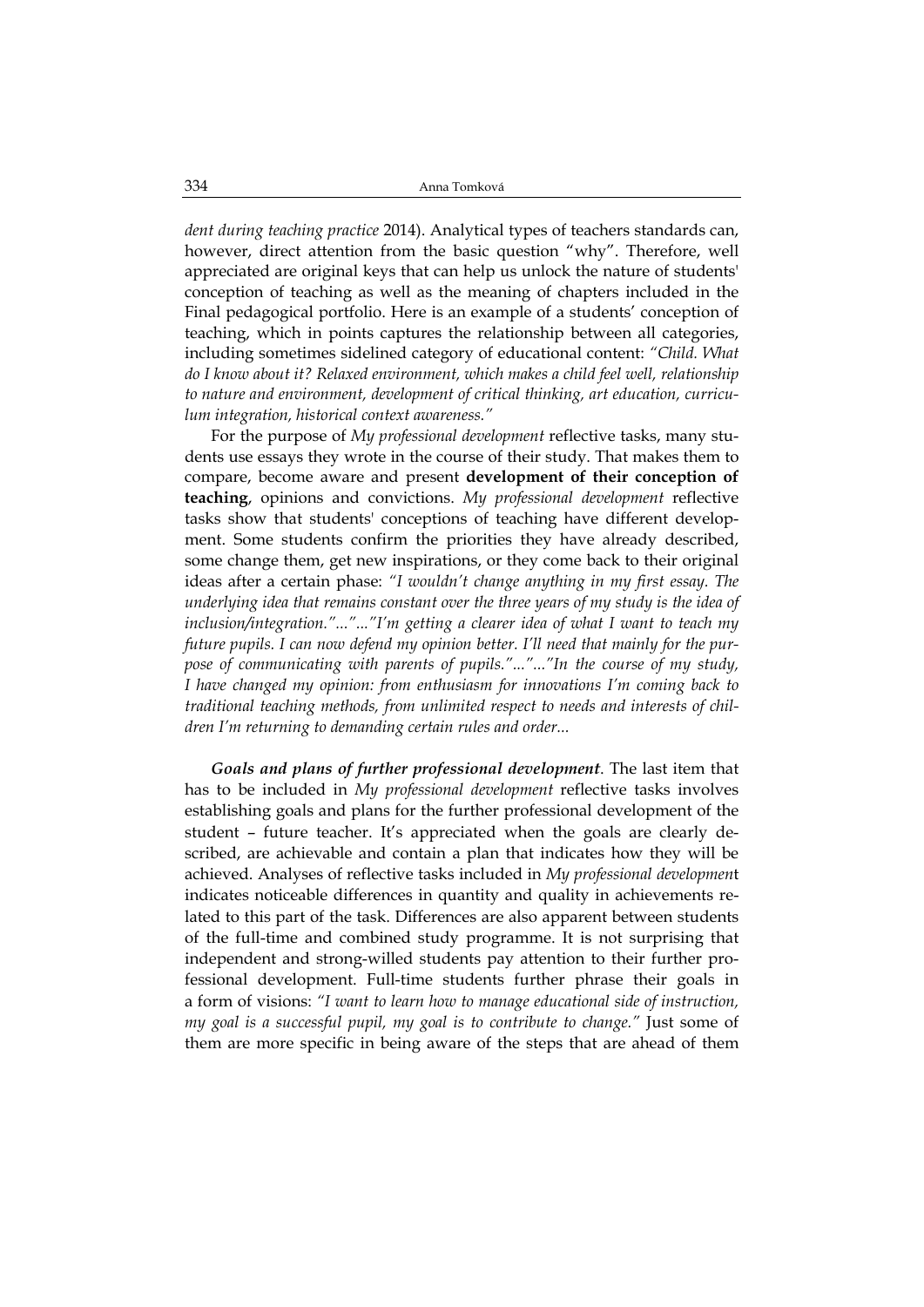*dent during teaching practice* 2014). Analytical types of teachers standards can, however, direct attention from the basic question "why". Therefore, well appreciated are original keys that can help us unlock the nature of students' conception of teaching as well as the meaning of chapters included in the Final pedagogical portfolio. Here is an example of a students' conception of teaching, which in points captures the relationship between all categories, including sometimes sidelined category of educational content: *"Child. What do I know about it? Relaxed environment, which makes a child feel well, relationship to nature and environment, development of critical thinking, art education, curriculum integration, historical context awareness."*

For the purpose of *My professional development* reflective tasks, many students use essays they wrote in the course of their study. That makes them to compare, become aware and present **development of their conception of teaching**, opinions and convictions. *My professional development* reflective tasks show that students' conceptions of teaching have different development. Some students confirm the priorities they have already described, some change them, get new inspirations, or they come back to their original ideas after a certain phase: *"I wouldn't change anything in my first essay. The underlying idea that remains constant over the three years of my study is the idea of inclusion/integration."..."..."I'm getting a clearer idea of what I want to teach my future pupils. I can now defend my opinion better. I'll need that mainly for the purpose of communicating with parents of pupils."..."..."In the course of my study, I have changed my opinion: from enthusiasm for innovations I'm coming back to traditional teaching methods, from unlimited respect to needs and interests of children I'm returning to demanding certain rules and order...*

***Goals and plans of further professional development***. The last item that has to be included in *My professional development* reflective tasks involves establishing goals and plans for the further professional development of the student – future teacher. It's appreciated when the goals are clearly described, are achievable and contain a plan that indicates how they will be achieved. Analyses of reflective tasks included in *My professional development* indicates noticeable differences in quantity and quality in achievements related to this part of the task. Differences are also apparent between students of the full-time and combined study programme. It is not surprising that independent and strong-willed students pay attention to their further professional development. Full-time students further phrase their goals in a form of visions: *"I want to learn how to manage educational side of instruction, my goal is a successful pupil, my goal is to contribute to change."* Just some of them are more specific in being aware of the steps that are ahead of them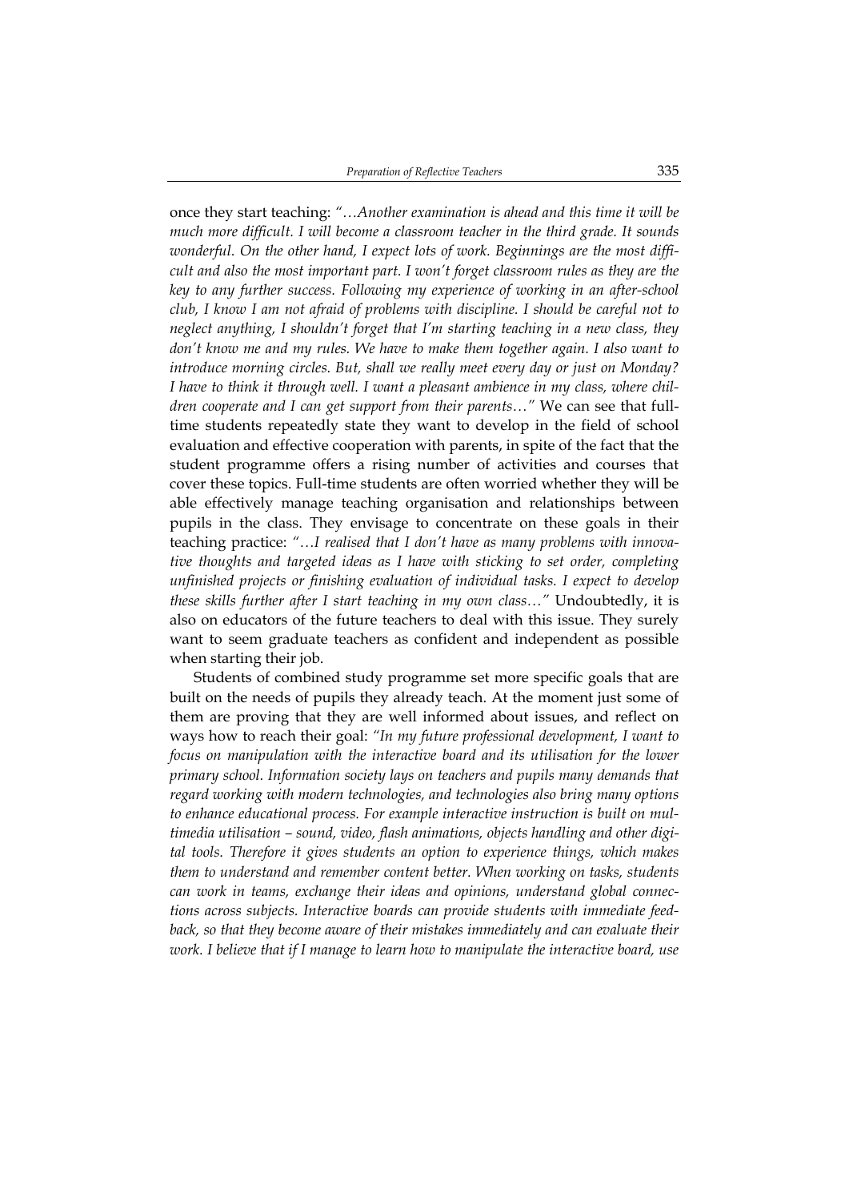once they start teaching: *"…Another examination is ahead and this time it will be much more difficult. I will become a classroom teacher in the third grade. It sounds wonderful. On the other hand, I expect lots of work. Beginnings are the most difficult and also the most important part. I won't forget classroom rules as they are the key to any further success. Following my experience of working in an after-school club, I know I am not afraid of problems with discipline. I should be careful not to neglect anything, I shouldn't forget that I'm starting teaching in a new class, they don't know me and my rules. We have to make them together again. I also want to introduce morning circles. But, shall we really meet every day or just on Monday? I have to think it through well. I want a pleasant ambience in my class, where children cooperate and I can get support from their parents…"* We can see that full-time students repeatedly state they want to develop in the field of school evaluation and effective cooperation with parents, in spite of the fact that the student programme offers a rising number of activities and courses that cover these topics. Full-time students are often worried whether they will be able effectively manage teaching organisation and relationships between pupils in the class. They envisage to concentrate on these goals in their teaching practice: *"…I realised that I don't have as many problems with innovative thoughts and targeted ideas as I have with sticking to set order, completing unfinished projects or finishing evaluation of individual tasks. I expect to develop these skills further after I start teaching in my own class…"* Undoubtedly, it is also on educators of the future teachers to deal with this issue. They surely want to seem graduate teachers as confident and independent as possible when starting their job.

Students of combined study programme set more specific goals that are built on the needs of pupils they already teach. At the moment just some of them are proving that they are well informed about issues, and reflect on ways how to reach their goal: *"In my future professional development, I want to focus on manipulation with the interactive board and its utilisation for the lower primary school. Information society lays on teachers and pupils many demands that regard working with modern technologies, and technologies also bring many options to enhance educational process. For example interactive instruction is built on multimedia utilisation – sound, video, flash animations, objects handling and other digital tools. Therefore it gives students an option to experience things, which makes them to understand and remember content better. When working on tasks, students can work in teams, exchange their ideas and opinions, understand global connections across subjects. Interactive boards can provide students with immediate feedback, so that they become aware of their mistakes immediately and can evaluate their work. I believe that if I manage to learn how to manipulate the interactive board, use*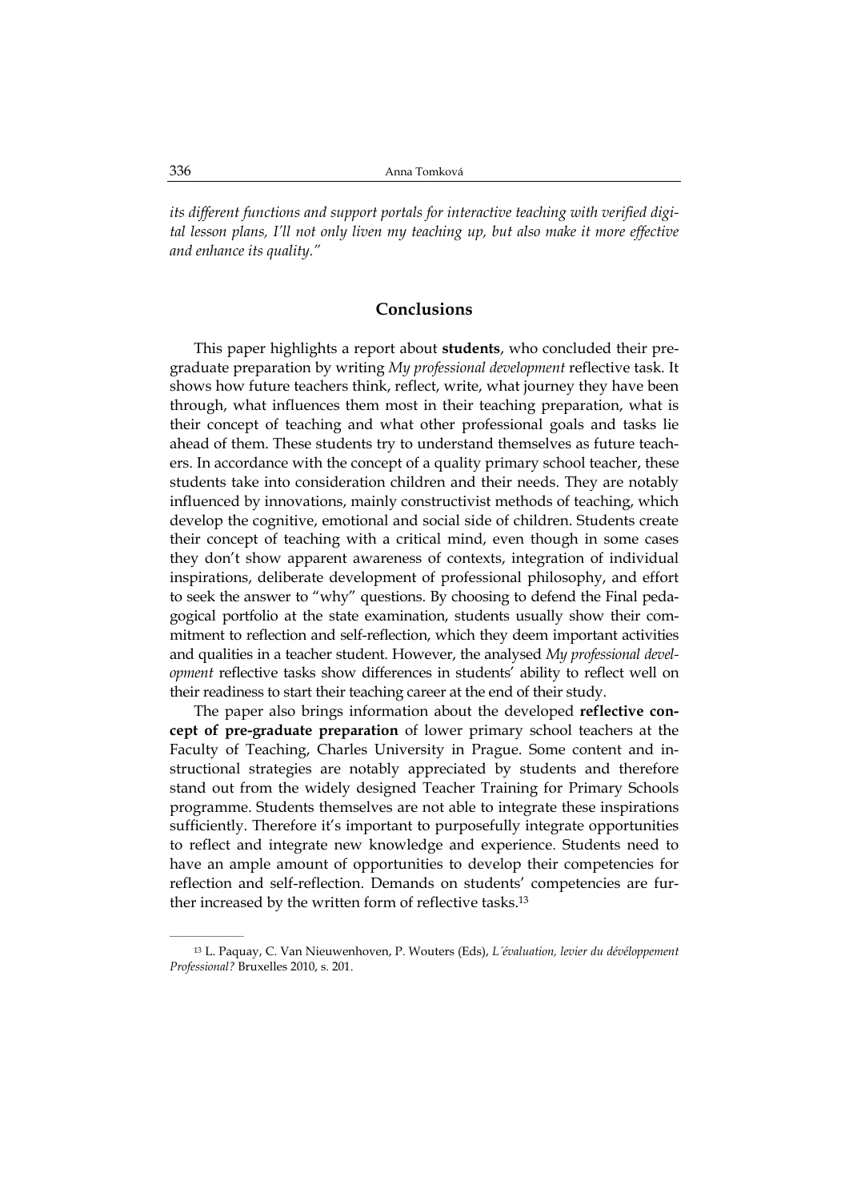*its different functions and support portals for interactive teaching with verified digital lesson plans, I'll not only liven my teaching up, but also make it more effective and enhance its quality."*

## Conclusions

This paper highlights a report about **students**, who concluded their pre-graduate preparation by writing *My professional development* reflective task. It shows how future teachers think, reflect, write, what journey they have been through, what influences them most in their teaching preparation, what is their concept of teaching and what other professional goals and tasks lie ahead of them. These students try to understand themselves as future teachers. In accordance with the concept of a quality primary school teacher, these students take into consideration children and their needs. They are notably influenced by innovations, mainly constructivist methods of teaching, which develop the cognitive, emotional and social side of children. Students create their concept of teaching with a critical mind, even though in some cases they don't show apparent awareness of contexts, integration of individual inspirations, deliberate development of professional philosophy, and effort to seek the answer to "why" questions. By choosing to defend the Final pedagogical portfolio at the state examination, students usually show their commitment to reflection and self-reflection, which they deem important activities and qualities in a teacher student. However, the analysed *My professional development* reflective tasks show differences in students' ability to reflect well on their readiness to start their teaching career at the end of their study.

The paper also brings information about the developed **reflective concept of pre-graduate preparation** of lower primary school teachers at the Faculty of Teaching, Charles University in Prague. Some content and instructional strategies are notably appreciated by students and therefore stand out from the widely designed Teacher Training for Primary Schools programme. Students themselves are not able to integrate these inspirations sufficiently. Therefore it's important to purposefully integrate opportunities to reflect and integrate new knowledge and experience. Students need to have an ample amount of opportunities to develop their competencies for reflection and self-reflection. Demands on students' competencies are further increased by the written form of reflective tasks.[13]

---

[13] L. Paquay, C. Van Nieuwenhoven, P. Wouters (Eds), *L´évaluation, levier du dévéloppement Professional?* Bruxelles 2010, s. 201.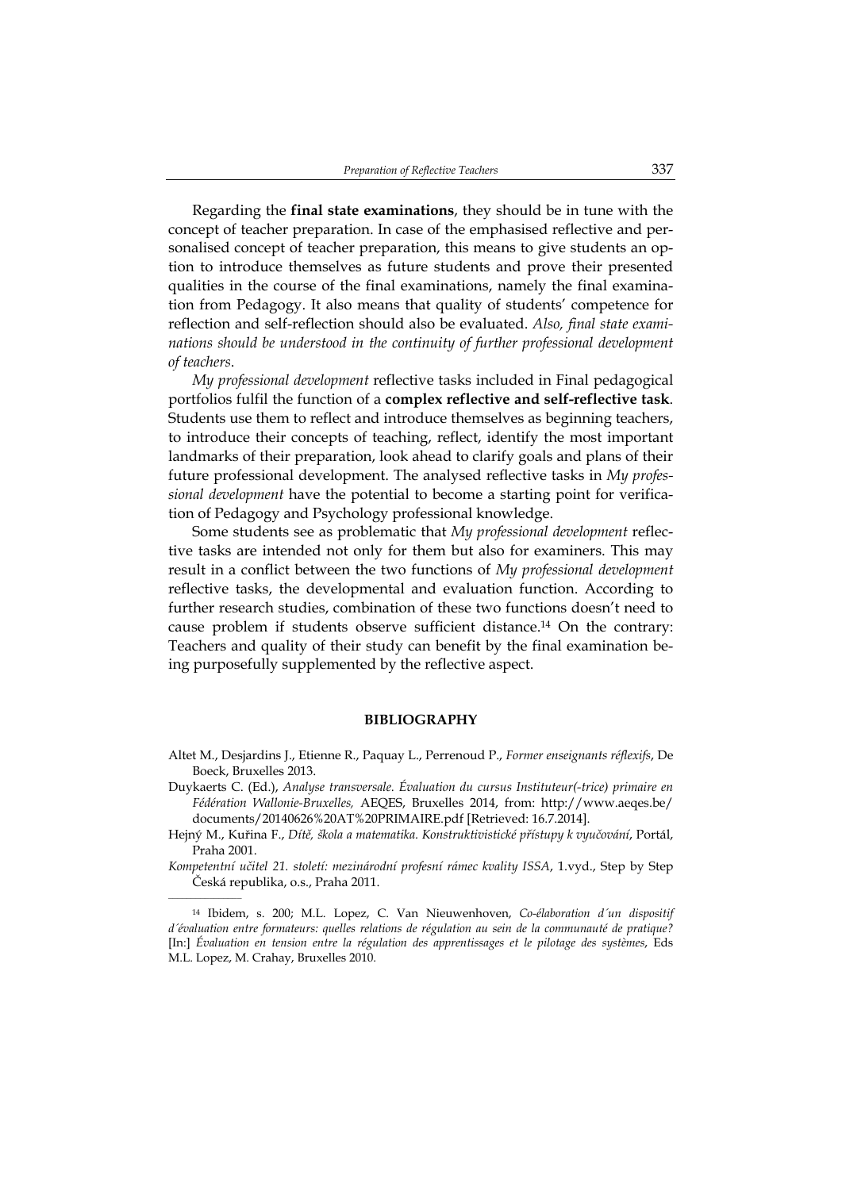Regarding the **final state examinations**, they should be in tune with the concept of teacher preparation. In case of the emphasised reflective and personalised concept of teacher preparation, this means to give students an option to introduce themselves as future students and prove their presented qualities in the course of the final examinations, namely the final examination from Pedagogy. It also means that quality of students' competence for reflection and self-reflection should also be evaluated. *Also, final state examinations should be understood in the continuity of further professional development of teachers*.

*My professional development* reflective tasks included in Final pedagogical portfolios fulfil the function of a **complex reflective and self-reflective task**. Students use them to reflect and introduce themselves as beginning teachers, to introduce their concepts of teaching, reflect, identify the most important landmarks of their preparation, look ahead to clarify goals and plans of their future professional development. The analysed reflective tasks in *My professional development* have the potential to become a starting point for verification of Pedagogy and Psychology professional knowledge.

Some students see as problematic that *My professional development* reflective tasks are intended not only for them but also for examiners. This may result in a conflict between the two functions of *My professional development* reflective tasks, the developmental and evaluation function. According to further research studies, combination of these two functions doesn't need to cause problem if students observe sufficient distance.[14] On the contrary: Teachers and quality of their study can benefit by the final examination being purposefully supplemented by the reflective aspect.

## BIBLIOGRAPHY

Altet M., Desjardins J., Etienne R., Paquay L., Perrenoud P., *Former enseignants réflexifs*, De Boeck, Bruxelles 2013.

Duykaerts C. (Ed.), *Analyse transversale. Évaluation du cursus Instituteur(-trice) primaire en Fédération Wallonie-Bruxelles,* AEQES, Bruxelles 2014, from: http://www.aeqes.be/documents/20140626%20AT%20PRIMAIRE.pdf [Retrieved: 16.7.2014].

Hejný M., Kuřina F., *Dítě, škola a matematika. Konstruktivistické přístupy k vyučování*, Portál, Praha 2001.

*Kompetentní učitel 21. století: mezinárodní profesní rámec kvality ISSA*, 1.vyd., Step by Step Česká republika, o.s., Praha 2011.

---

[14] Ibidem, s. 200; M.L. Lopez, C. Van Nieuwenhoven, *Co-élaboration d´un dispositif d´évaluation entre formateurs: quelles relations de régulation au sein de la communauté de pratique?* [In:] *Évaluation en tension entre la régulation des apprentissages et le pilotage des systèmes*, Eds M.L. Lopez, M. Crahay, Bruxelles 2010.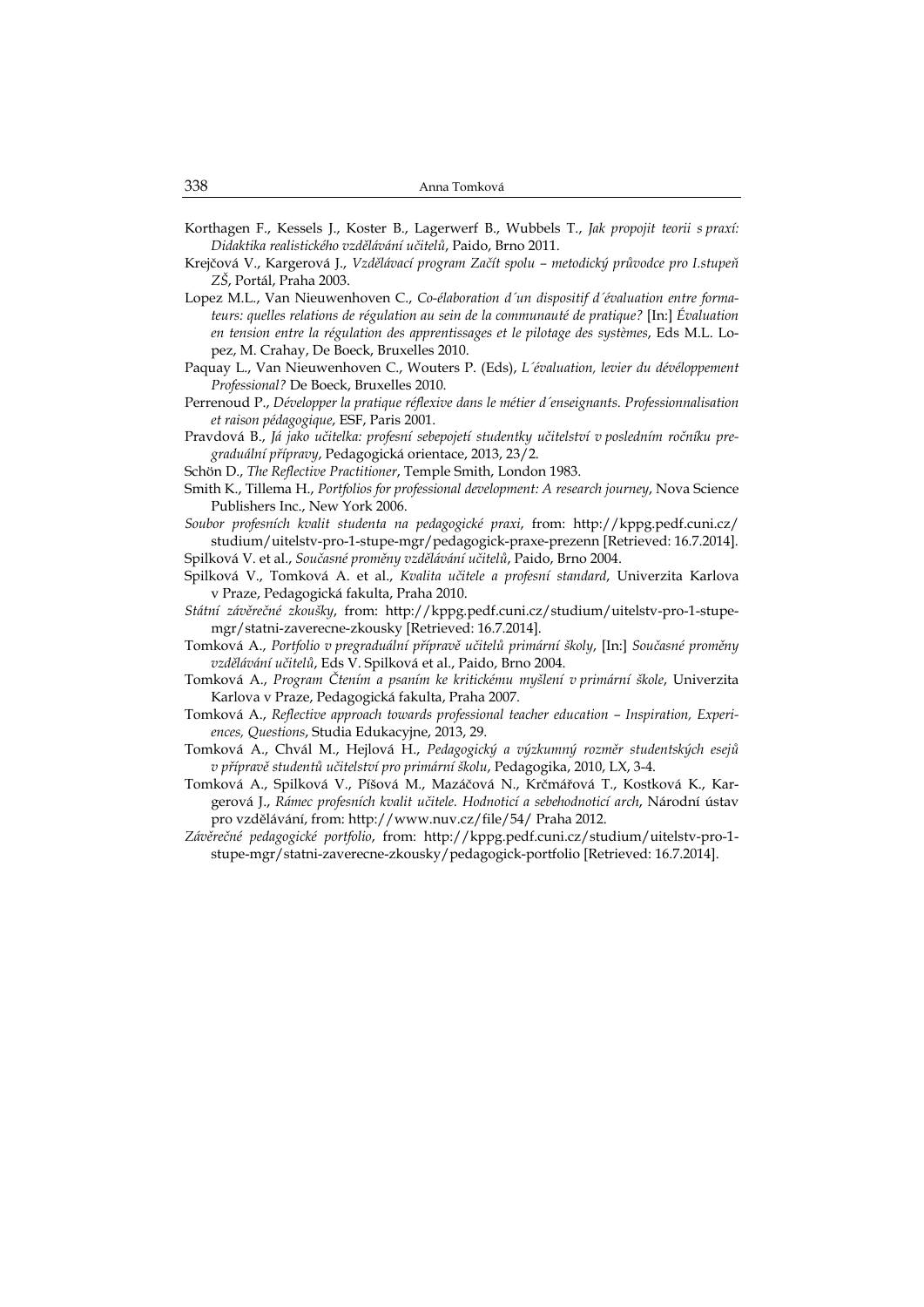Korthagen F., Kessels J., Koster B., Lagerwerf B., Wubbels T., *Jak propojit teorii s praxí: Didaktika realistického vzdělávání učitelů*, Paido, Brno 2011.

Krejčová V., Kargerová J., *Vzdělávací program Začít spolu – metodický průvodce pro I.stupeň ZŠ*, Portál, Praha 2003.

Lopez M.L., Van Nieuwenhoven C., *Co-élaboration d´un dispositif d´évaluation entre formateurs: quelles relations de régulation au sein de la communauté de pratique?* [In:] *Évaluation en tension entre la régulation des apprentissages et le pilotage des systèmes*, Eds M.L. Lopez, M. Crahay, De Boeck, Bruxelles 2010.

Paquay L., Van Nieuwenhoven C., Wouters P. (Eds), *L´évaluation, levier du dévéloppement Professional?* De Boeck, Bruxelles 2010.

Perrenoud P., *Développer la pratique réflexive dans le métier d´enseignants. Professionnalisation et raison pédagogique*, ESF, Paris 2001.

Pravdová B., *Já jako učitelka: profesní sebepojetí studentky učitelství v posledním ročníku pregraduální přípravy*, Pedagogická orientace, 2013, 23/2.

Schön D., *The Reflective Practitioner*, Temple Smith, London 1983.

Smith K., Tillema H., *Portfolios for professional development: A research journey*, Nova Science Publishers Inc., New York 2006.

*Soubor profesních kvalit studenta na pedagogické praxi*, from: http://kppg.pedf.cuni.cz/studium/uitelstv-pro-1-stupe-mgr/pedagogick-praxe-prezenn [Retrieved: 16.7.2014].

Spilková V. et al., *Současné proměny vzdělávání učitelů*, Paido, Brno 2004.

Spilková V., Tomková A. et al., *Kvalita učitele a profesní standard*, Univerzita Karlova v Praze, Pedagogická fakulta, Praha 2010.

*Státní závěrečné zkoušky*, from: http://kppg.pedf.cuni.cz/studium/uitelstv-pro-1-stupe-mgr/statni-zaverecne-zkousky [Retrieved: 16.7.2014].

Tomková A., *Portfolio v pregraduální přípravě učitelů primární školy*, [In:] *Současné proměny vzdělávání učitelů*, Eds V. Spilková et al., Paido, Brno 2004.

Tomková A., *Program Čtením a psaním ke kritickému myšlení v primární škole*, Univerzita Karlova v Praze, Pedagogická fakulta, Praha 2007.

Tomková A., *Reflective approach towards professional teacher education – Inspiration, Experiences, Questions*, Studia Edukacyjne, 2013, 29.

Tomková A., Chvál M., Hejlová H., *Pedagogický a výzkumný rozměr studentských esejů v přípravě studentů učitelství pro primární školu*, Pedagogika, 2010, LX, 3-4.

Tomková A., Spilková V., Píšová M., Mazáčová N., Krčmářová T., Kostková K., Kargerová J., *Rámec profesních kvalit učitele. Hodnoticí a sebehodnoticí arch*, Národní ústav pro vzdělávání, from: http://www.nuv.cz/file/54/ Praha 2012.

*Závěrečné pedagogické portfolio*, from: http://kppg.pedf.cuni.cz/studium/uitelstv-pro-1-stupe-mgr/statni-zaverecne-zkousky/pedagogick-portfolio [Retrieved: 16.7.2014].